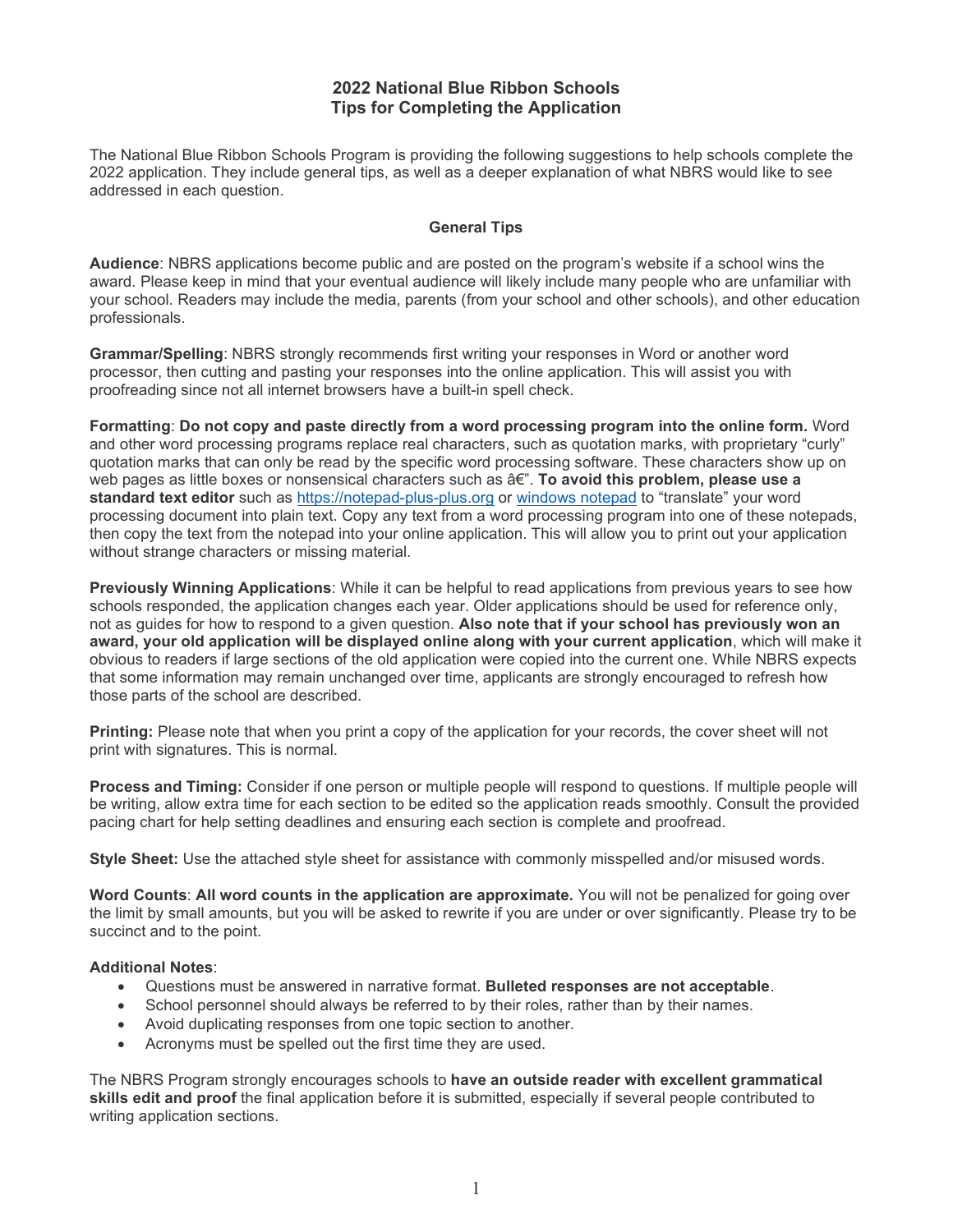# 2022 National Blue Ribbon Schools
# Tips for Completing the Application

The National Blue Ribbon Schools Program is providing the following suggestions to help schools complete the 2022 application. They include general tips, as well as a deeper explanation of what NBRS would like to see addressed in each question.

## General Tips

**Audience**: NBRS applications become public and are posted on the program's website if a school wins the award. Please keep in mind that your eventual audience will likely include many people who are unfamiliar with your school. Readers may include the media, parents (from your school and other schools), and other education professionals.

**Grammar/Spelling**: NBRS strongly recommends first writing your responses in Word or another word processor, then cutting and pasting your responses into the online application. This will assist you with proofreading since not all internet browsers have a built-in spell check.

**Formatting**: **Do not copy and paste directly from a word processing program into the online form.** Word and other word processing programs replace real characters, such as quotation marks, with proprietary "curly" quotation marks that can only be read by the specific word processing software. These characters show up on web pages as little boxes or nonsensical characters such as â€". **To avoid this problem, please use a standard text editor** such as [https://notepad-plus-plus.org](https://notepad-plus-plus.org) or [windows notepad](windows notepad) to "translate" your word processing document into plain text. Copy any text from a word processing program into one of these notepads, then copy the text from the notepad into your online application. This will allow you to print out your application without strange characters or missing material.

**Previously Winning Applications**: While it can be helpful to read applications from previous years to see how schools responded, the application changes each year. Older applications should be used for reference only, not as guides for how to respond to a given question. **Also note that if your school has previously won an award, your old application will be displayed online along with your current application**, which will make it obvious to readers if large sections of the old application were copied into the current one. While NBRS expects that some information may remain unchanged over time, applicants are strongly encouraged to refresh how those parts of the school are described.

**Printing:** Please note that when you print a copy of the application for your records, the cover sheet will not print with signatures. This is normal.

**Process and Timing:** Consider if one person or multiple people will respond to questions. If multiple people will be writing, allow extra time for each section to be edited so the application reads smoothly. Consult the provided pacing chart for help setting deadlines and ensuring each section is complete and proofread.

**Style Sheet:** Use the attached style sheet for assistance with commonly misspelled and/or misused words.

**Word Counts**: **All word counts in the application are approximate.** You will not be penalized for going over the limit by small amounts, but you will be asked to rewrite if you are under or over significantly. Please try to be succinct and to the point.

**Additional Notes**:

- Questions must be answered in narrative format. **Bulleted responses are not acceptable**.
- School personnel should always be referred to by their roles, rather than by their names.
- Avoid duplicating responses from one topic section to another.
- Acronyms must be spelled out the first time they are used.

The NBRS Program strongly encourages schools to **have an outside reader with excellent grammatical skills edit and proof** the final application before it is submitted, especially if several people contributed to writing application sections.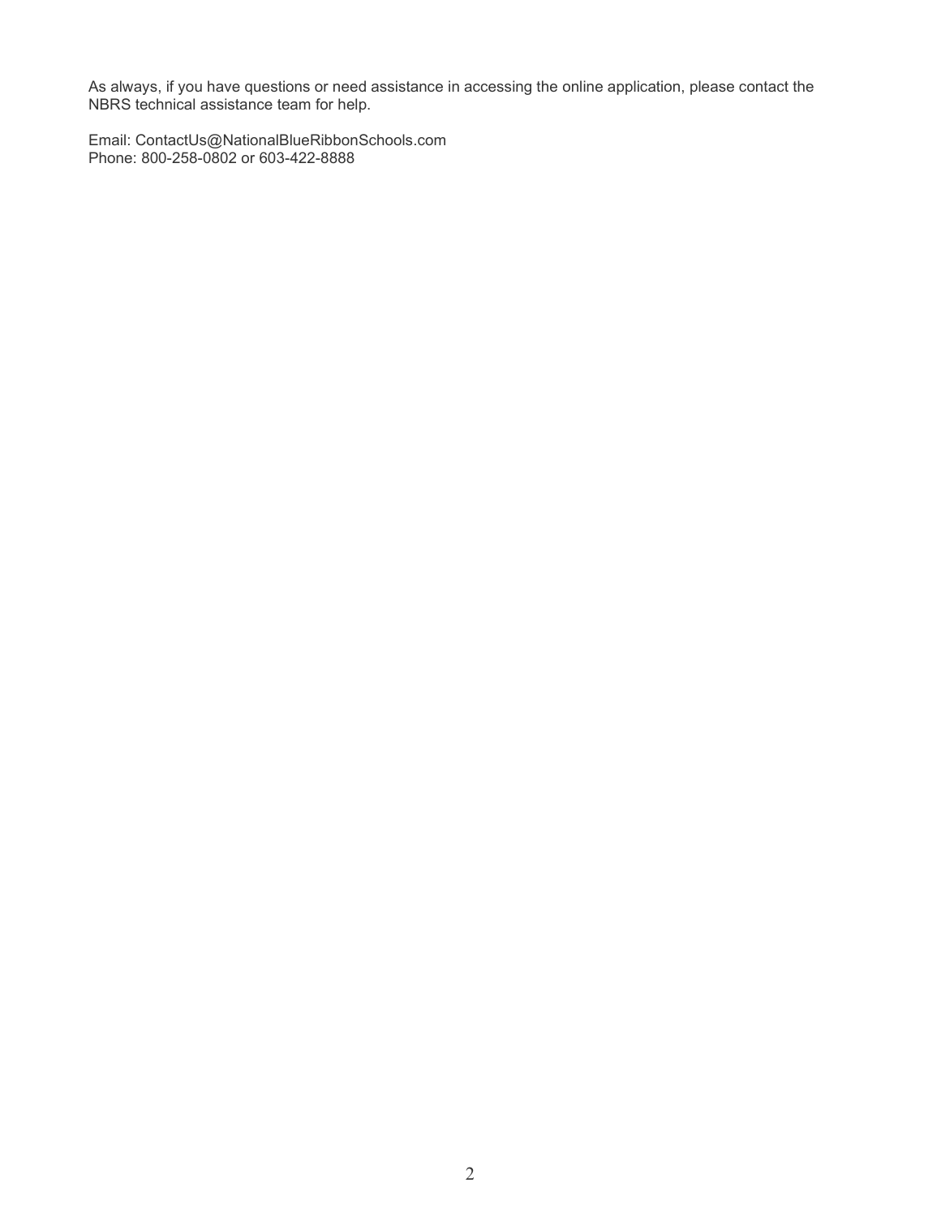As always, if you have questions or need assistance in accessing the online application, please contact the NBRS technical assistance team for help.

Email: ContactUs@NationalBlueRibbonSchools.com
Phone: 800-258-0802 or 603-422-8888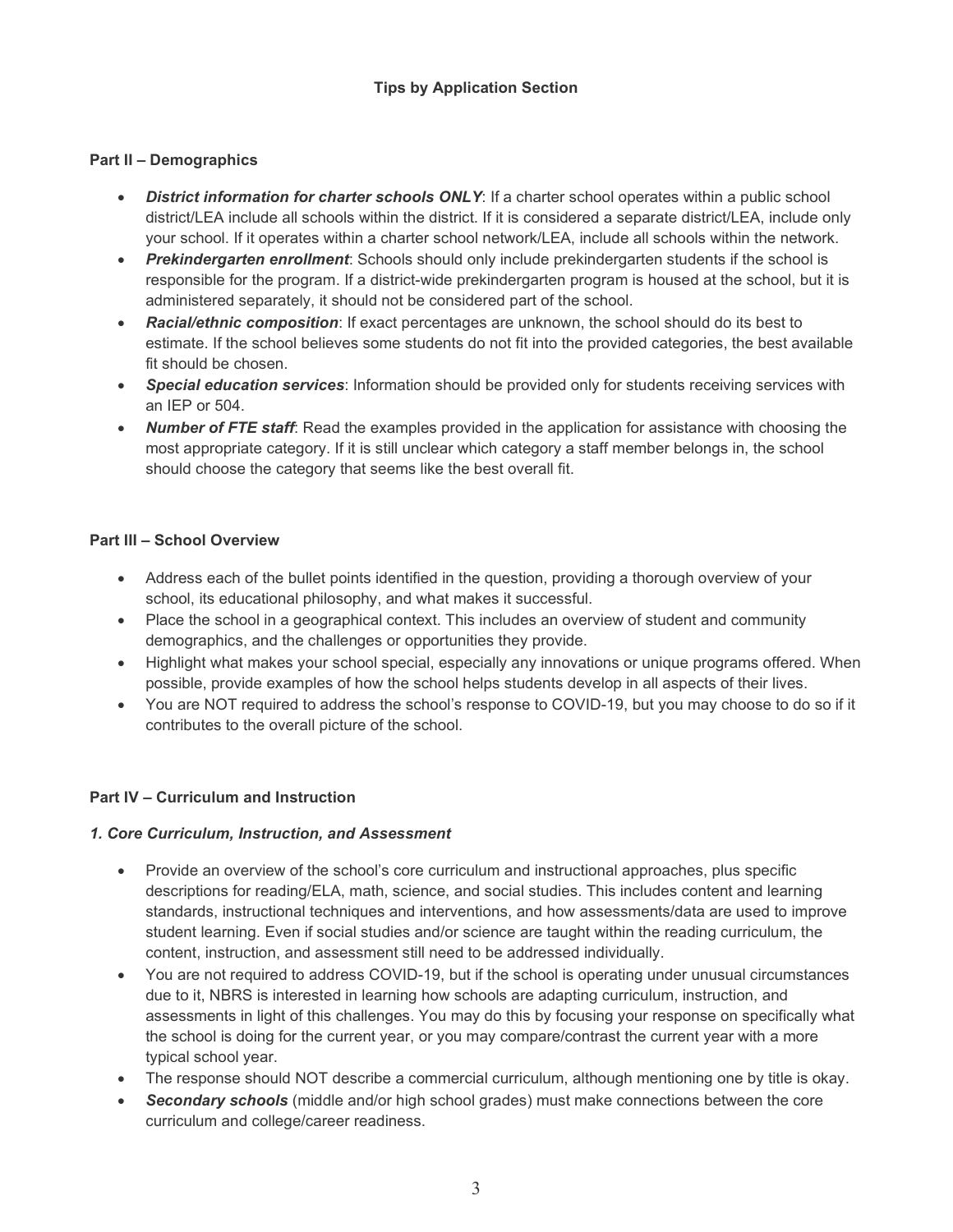## Tips by Application Section

### Part II – Demographics

- ***District information for charter schools ONLY***: If a charter school operates within a public school district/LEA include all schools within the district. If it is considered a separate district/LEA, include only your school. If it operates within a charter school network/LEA, include all schools within the network.
- ***Prekindergarten enrollment***: Schools should only include prekindergarten students if the school is responsible for the program. If a district-wide prekindergarten program is housed at the school, but it is administered separately, it should not be considered part of the school.
- ***Racial/ethnic composition***: If exact percentages are unknown, the school should do its best to estimate. If the school believes some students do not fit into the provided categories, the best available fit should be chosen.
- ***Special education services***: Information should be provided only for students receiving services with an IEP or 504.
- ***Number of FTE staff***: Read the examples provided in the application for assistance with choosing the most appropriate category. If it is still unclear which category a staff member belongs in, the school should choose the category that seems like the best overall fit.

### Part III – School Overview

- Address each of the bullet points identified in the question, providing a thorough overview of your school, its educational philosophy, and what makes it successful.
- Place the school in a geographical context. This includes an overview of student and community demographics, and the challenges or opportunities they provide.
- Highlight what makes your school special, especially any innovations or unique programs offered. When possible, provide examples of how the school helps students develop in all aspects of their lives.
- You are NOT required to address the school's response to COVID-19, but you may choose to do so if it contributes to the overall picture of the school.

### Part IV – Curriculum and Instruction

#### *1. Core Curriculum, Instruction, and Assessment*

- Provide an overview of the school's core curriculum and instructional approaches, plus specific descriptions for reading/ELA, math, science, and social studies. This includes content and learning standards, instructional techniques and interventions, and how assessments/data are used to improve student learning. Even if social studies and/or science are taught within the reading curriculum, the content, instruction, and assessment still need to be addressed individually.
- You are not required to address COVID-19, but if the school is operating under unusual circumstances due to it, NBRS is interested in learning how schools are adapting curriculum, instruction, and assessments in light of this challenges. You may do this by focusing your response on specifically what the school is doing for the current year, or you may compare/contrast the current year with a more typical school year.
- The response should NOT describe a commercial curriculum, although mentioning one by title is okay.
- ***Secondary schools*** (middle and/or high school grades) must make connections between the core curriculum and college/career readiness.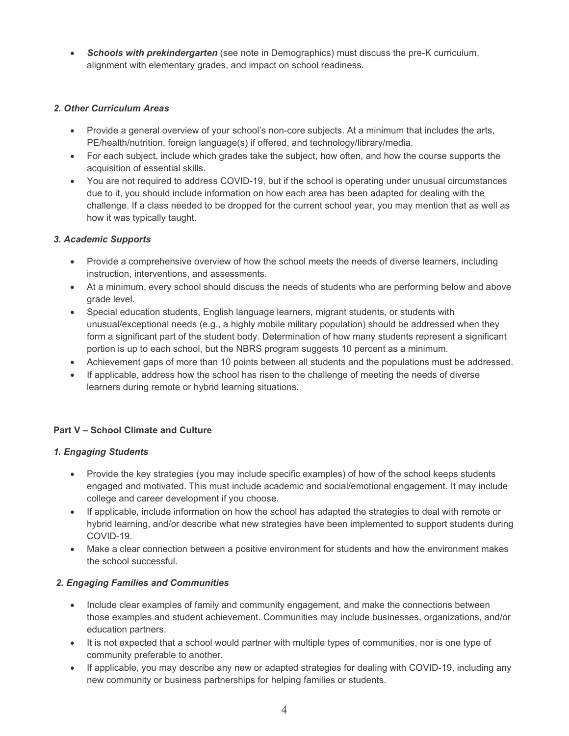- ***Schools with prekindergarten*** (see note in Demographics) must discuss the pre-K curriculum, alignment with elementary grades, and impact on school readiness.

### *2. Other Curriculum Areas*

- Provide a general overview of your school's non-core subjects. At a minimum that includes the arts, PE/health/nutrition, foreign language(s) if offered, and technology/library/media.
- For each subject, include which grades take the subject, how often, and how the course supports the acquisition of essential skills.
- You are not required to address COVID-19, but if the school is operating under unusual circumstances due to it, you should include information on how each area has been adapted for dealing with the challenge. If a class needed to be dropped for the current school year, you may mention that as well as how it was typically taught.

### *3. Academic Supports*

- Provide a comprehensive overview of how the school meets the needs of diverse learners, including instruction, interventions, and assessments.
- At a minimum, every school should discuss the needs of students who are performing below and above grade level.
- Special education students, English language learners, migrant students, or students with unusual/exceptional needs (e.g., a highly mobile military population) should be addressed when they form a significant part of the student body. Determination of how many students represent a significant portion is up to each school, but the NBRS program suggests 10 percent as a minimum.
- Achievement gaps of more than 10 points between all students and the populations must be addressed.
- If applicable, address how the school has risen to the challenge of meeting the needs of diverse learners during remote or hybrid learning situations.

## Part V – School Climate and Culture

### *1. Engaging Students*

- Provide the key strategies (you may include specific examples) of how of the school keeps students engaged and motivated. This must include academic and social/emotional engagement. It may include college and career development if you choose.
- If applicable, include information on how the school has adapted the strategies to deal with remote or hybrid learning, and/or describe what new strategies have been implemented to support students during COVID-19.
- Make a clear connection between a positive environment for students and how the environment makes the school successful.

### *2. Engaging Families and Communities*

- Include clear examples of family and community engagement, and make the connections between those examples and student achievement. Communities may include businesses, organizations, and/or education partners.
- It is not expected that a school would partner with multiple types of communities, nor is one type of community preferable to another.
- If applicable, you may describe any new or adapted strategies for dealing with COVID-19, including any new community or business partnerships for helping families or students.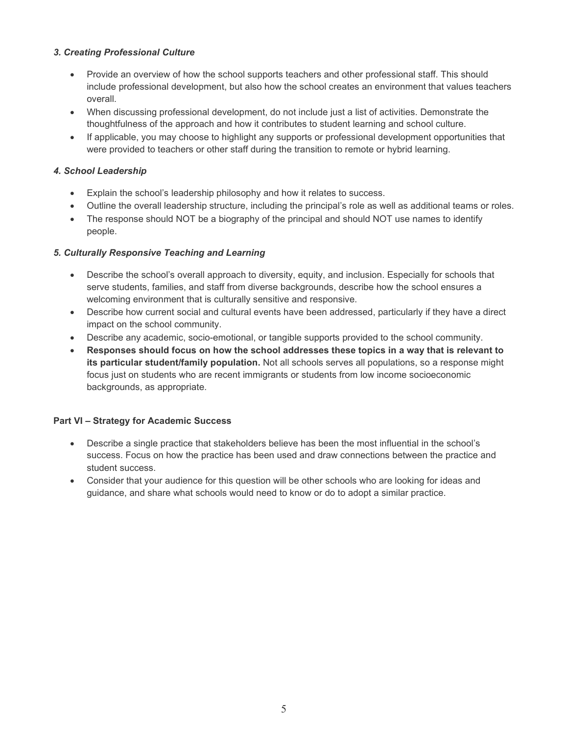### *3. Creating Professional Culture*

- Provide an overview of how the school supports teachers and other professional staff. This should include professional development, but also how the school creates an environment that values teachers overall.
- When discussing professional development, do not include just a list of activities. Demonstrate the thoughtfulness of the approach and how it contributes to student learning and school culture.
- If applicable, you may choose to highlight any supports or professional development opportunities that were provided to teachers or other staff during the transition to remote or hybrid learning.

### *4. School Leadership*

- Explain the school's leadership philosophy and how it relates to success.
- Outline the overall leadership structure, including the principal's role as well as additional teams or roles.
- The response should NOT be a biography of the principal and should NOT use names to identify people.

### *5. Culturally Responsive Teaching and Learning*

- Describe the school's overall approach to diversity, equity, and inclusion. Especially for schools that serve students, families, and staff from diverse backgrounds, describe how the school ensures a welcoming environment that is culturally sensitive and responsive.
- Describe how current social and cultural events have been addressed, particularly if they have a direct impact on the school community.
- Describe any academic, socio-emotional, or tangible supports provided to the school community.
- **Responses should focus on how the school addresses these topics in a way that is relevant to its particular student/family population.** Not all schools serves all populations, so a response might focus just on students who are recent immigrants or students from low income socioeconomic backgrounds, as appropriate.

## Part VI – Strategy for Academic Success

- Describe a single practice that stakeholders believe has been the most influential in the school's success. Focus on how the practice has been used and draw connections between the practice and student success.
- Consider that your audience for this question will be other schools who are looking for ideas and guidance, and share what schools would need to know or do to adopt a similar practice.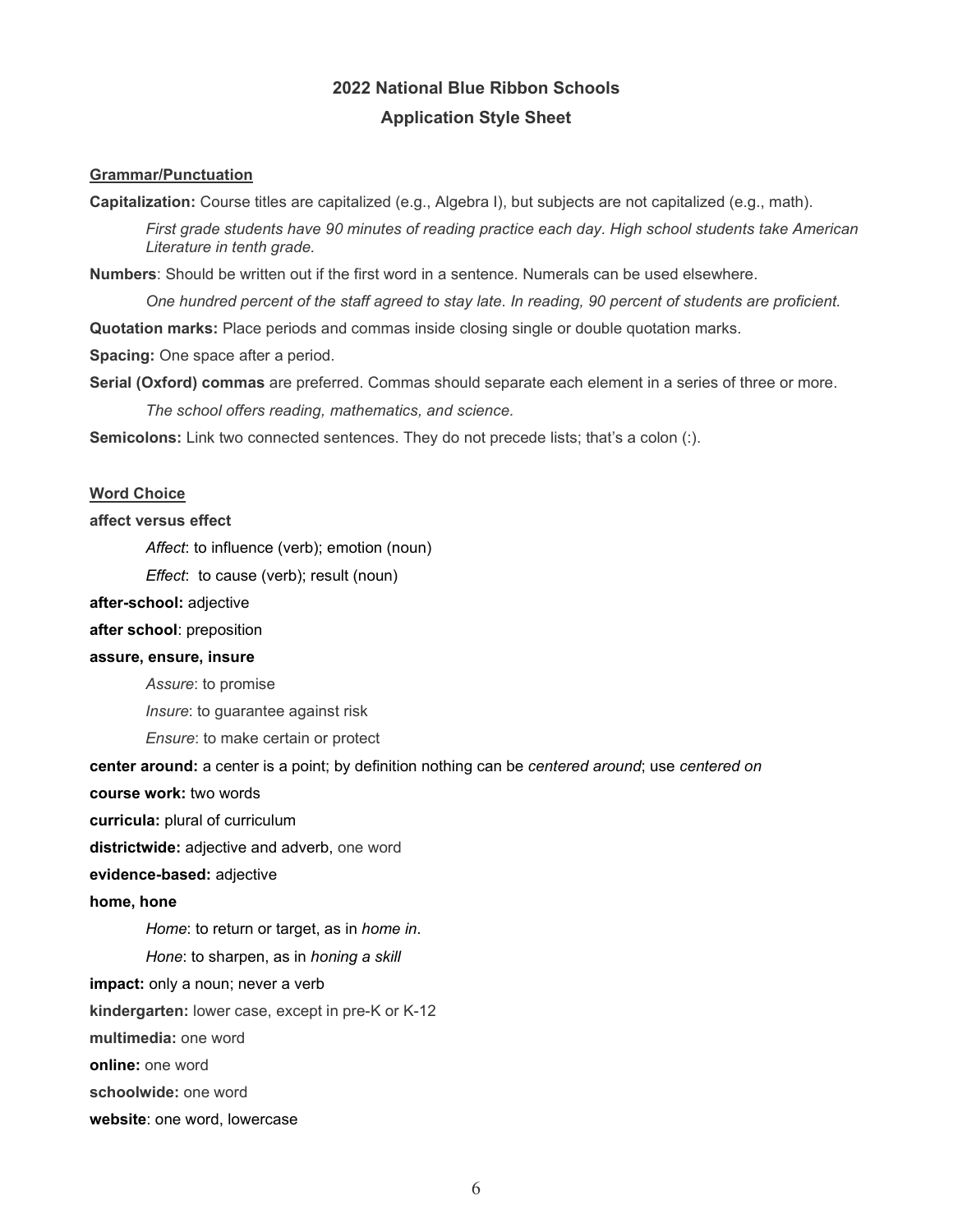## 2022 National Blue Ribbon Schools

## Application Style Sheet

**Grammar/Punctuation**

**Capitalization:** Course titles are capitalized (e.g., Algebra I), but subjects are not capitalized (e.g., math).

> *First grade students have 90 minutes of reading practice each day. High school students take American Literature in tenth grade.*

**Numbers**: Should be written out if the first word in a sentence. Numerals can be used elsewhere.

> *One hundred percent of the staff agreed to stay late. In reading, 90 percent of students are proficient.*

**Quotation marks:** Place periods and commas inside closing single or double quotation marks.

**Spacing:** One space after a period.

**Serial (Oxford) commas** are preferred. Commas should separate each element in a series of three or more.

> *The school offers reading, mathematics, and science.*

**Semicolons:** Link two connected sentences. They do not precede lists; that's a colon (:).

**Word Choice**

**affect versus effect**

> *Affect*: to influence (verb); emotion (noun)
>
> *Effect*: to cause (verb); result (noun)

**after-school:** adjective

**after school**: preposition

**assure, ensure, insure**

> *Assure*: to promise
>
> *Insure*: to guarantee against risk
>
> *Ensure*: to make certain or protect

**center around:** a center is a point; by definition nothing can be *centered around*; use *centered on*

**course work:** two words

**curricula:** plural of curriculum

**districtwide:** adjective and adverb, one word

**evidence-based:** adjective

**home, hone**

> *Home*: to return or target, as in *home in*.
>
> *Hone*: to sharpen, as in *honing a skill*

**impact:** only a noun; never a verb

**kindergarten:** lower case, except in pre-K or K-12

**multimedia:** one word

**online:** one word

**schoolwide:** one word

**website**: one word, lowercase